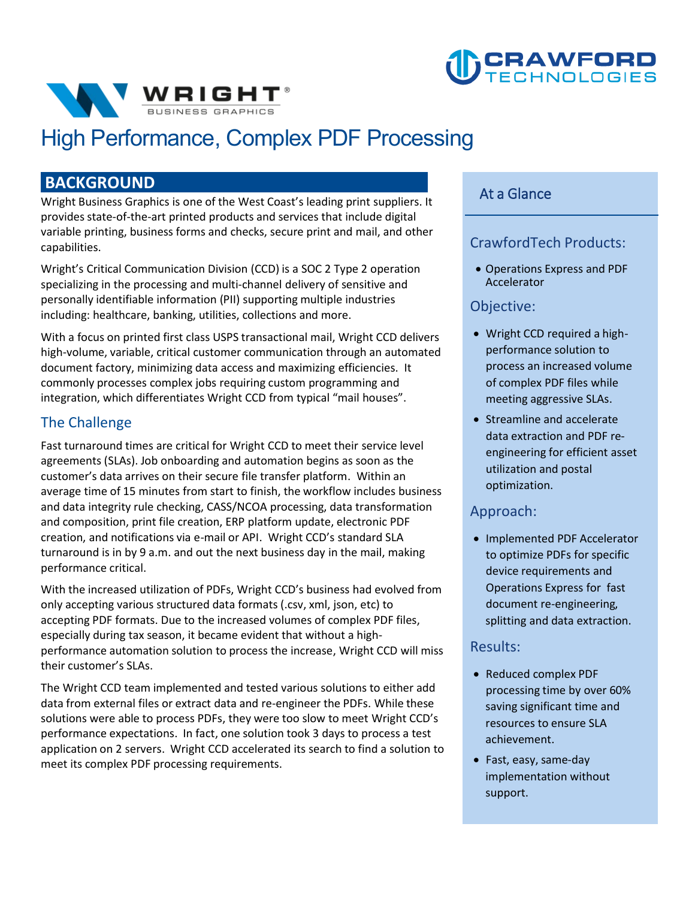# High Performance, Complex PDF Processing

## BACKGROUND

Wright Business Graphics is one of the West Coast's leading print suppliers. It provides state-of-the-art printed products and services that include digital variable printing, business forms and checks, secure print and mail, and other capabilities.

Wright's Critical Communication Division (CCD) is a SOC 2 Type 2 operation specializing in the processing and multi-channel delivery of sensitive and personally identifiable information (PII) supporting multiple industries including: healthcare, banking, utilities, collections and more.

With a focus on printed first class USPS transactional mail, Wright CCD delivers high-volume, variable, critical customer communication through an automated document factory, minimizing data access and maximizing efficiencies. It commonly processes complex jobs requiring custom programming and integration, which differentiates Wright CCD from typical "mail houses".

### The Challenge

Fast turnaround times are critical for Wright CCD to meet their service level agreements (SLAs). Job onboarding and automation begins as soon as the customer's data arrives on their secure file transfer platform. Within an average time of 15 minutes from start to finish, the workflow includes business and data integrity rule checking, CASS/NCOA processing, data transformation and composition, print file creation, ERP platform update, electronic PDF creation, and notifications via e-mail or API. Wright CCD's standard SLA turnaround is in by 9 a.m. and out the next business day in the mail, making performance critical.

With the increased utilization of PDFs, Wright CCD's business had evolved from only accepting various structured data formats (.csv, xml, json, etc) to accepting PDF formats. Due to the increased volumes of complex PDF files, especially during tax season, it became evident that without a high-performance automation solution to process the increase, Wright CCD will miss their customer's SLAs.

The Wright CCD team implemented and tested various solutions to either add data from external files or extract data and re-engineer the PDFs. While these solutions were able to process PDFs, they were too slow to meet Wright CCD's performance expectations. In fact, one solution took 3 days to process a test application on 2 servers. Wright CCD accelerated its search to find a solution to meet its complex PDF processing requirements.

## At a Glance

### CrawfordTech Products:

- Operations Express and PDF Accelerator

### Objective:

- Wright CCD required a high-performance solution to process an increased volume of complex PDF files while meeting aggressive SLAs.
- Streamline and accelerate data extraction and PDF re-engineering for efficient asset utilization and postal optimization.

### Approach:

- Implemented PDF Accelerator to optimize PDFs for specific device requirements and Operations Express for fast document re-engineering, splitting and data extraction.

### Results:

- Reduced complex PDF processing time by over 60% saving significant time and resources to ensure SLA achievement.
- Fast, easy, same-day implementation without support.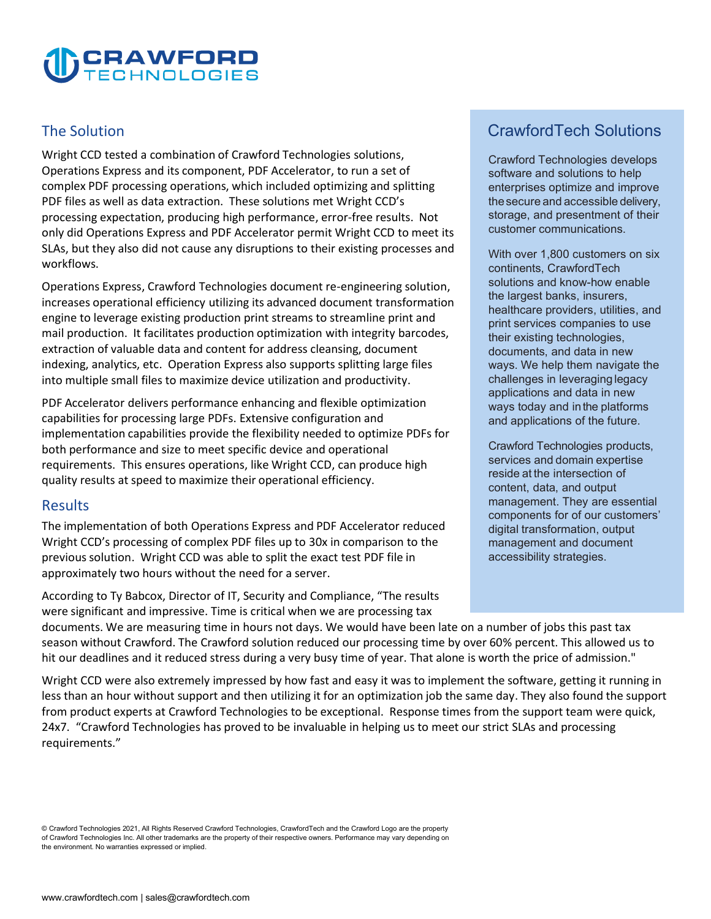## The Solution

Wright CCD tested a combination of Crawford Technologies solutions, Operations Express and its component, PDF Accelerator, to run a set of complex PDF processing operations, which included optimizing and splitting PDF files as well as data extraction. These solutions met Wright CCD's processing expectation, producing high performance, error-free results. Not only did Operations Express and PDF Accelerator permit Wright CCD to meet its SLAs, but they also did not cause any disruptions to their existing processes and workflows.

Operations Express, Crawford Technologies document re-engineering solution, increases operational efficiency utilizing its advanced document transformation engine to leverage existing production print streams to streamline print and mail production. It facilitates production optimization with integrity barcodes, extraction of valuable data and content for address cleansing, document indexing, analytics, etc. Operation Express also supports splitting large files into multiple small files to maximize device utilization and productivity.

PDF Accelerator delivers performance enhancing and flexible optimization capabilities for processing large PDFs. Extensive configuration and implementation capabilities provide the flexibility needed to optimize PDFs for both performance and size to meet specific device and operational requirements. This ensures operations, like Wright CCD, can produce high quality results at speed to maximize their operational efficiency.

## Results

The implementation of both Operations Express and PDF Accelerator reduced Wright CCD's processing of complex PDF files up to 30x in comparison to the previous solution. Wright CCD was able to split the exact test PDF file in approximately two hours without the need for a server.

According to Ty Babcox, Director of IT, Security and Compliance, "The results were significant and impressive. Time is critical when we are processing tax documents. We are measuring time in hours not days. We would have been late on a number of jobs this past tax season without Crawford. The Crawford solution reduced our processing time by over 60% percent. This allowed us to hit our deadlines and it reduced stress during a very busy time of year. That alone is worth the price of admission."

Wright CCD were also extremely impressed by how fast and easy it was to implement the software, getting it running in less than an hour without support and then utilizing it for an optimization job the same day. They also found the support from product experts at Crawford Technologies to be exceptional. Response times from the support team were quick, 24x7. "Crawford Technologies has proved to be invaluable in helping us to meet our strict SLAs and processing requirements."

## CrawfordTech Solutions

Crawford Technologies develops software and solutions to help enterprises optimize and improve the secure and accessible delivery, storage, and presentment of their customer communications.

With over 1,800 customers on six continents, CrawfordTech solutions and know-how enable the largest banks, insurers, healthcare providers, utilities, and print services companies to use their existing technologies, documents, and data in new ways. We help them navigate the challenges in leveraging legacy applications and data in new ways today and in the platforms and applications of the future.

Crawford Technologies products, services and domain expertise reside at the intersection of content, data, and output management. They are essential components for of our customers' digital transformation, output management and document accessibility strategies.

© Crawford Technologies 2021, All Rights Reserved Crawford Technologies, CrawfordTech and the Crawford Logo are the property of Crawford Technologies Inc. All other trademarks are the property of their respective owners. Performance may vary depending on the environment. No warranties expressed or implied.

www.crawfordtech.com | sales@crawfordtech.com